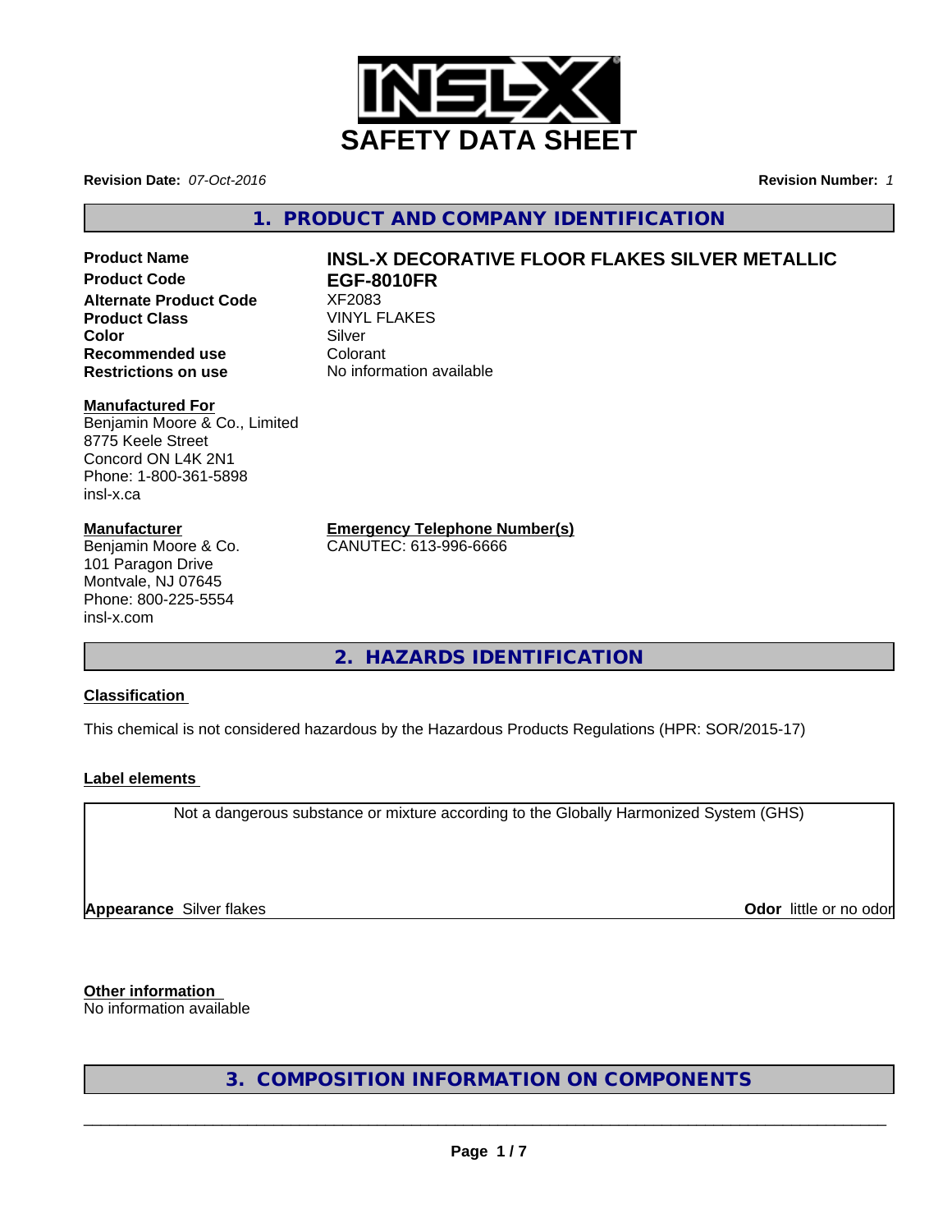# SAFETY DATA SHEET

**Revision Date:** *07-Oct-2016*

**Revision Number:** *1*

## 1. PRODUCT AND COMPANY IDENTIFICATION

| | |
|---|---|
| **Product Name** | **INSL-X DECORATIVE FLOOR FLAKES SILVER METALLIC** |
| **Product Code** | **EGF-8010FR** |
| **Alternate Product Code** | XF2083 |
| **Product Class** | VINYL FLAKES |
| **Color** | Silver |
| **Recommended use** | Colorant |
| **Restrictions on use** | No information available |

**Manufactured For**
Benjamin Moore & Co., Limited
8775 Keele Street
Concord ON L4K 2N1
Phone: 1-800-361-5898
insl-x.ca

**Manufacturer**
Benjamin Moore & Co.
101 Paragon Drive
Montvale, NJ 07645
Phone: 800-225-5554
insl-x.com

**Emergency Telephone Number(s)**
CANUTEC: 613-996-6666

## 2. HAZARDS IDENTIFICATION

**Classification**

This chemical is not considered hazardous by the Hazardous Products Regulations (HPR: SOR/2015-17)

**Label elements**

Not a dangerous substance or mixture according to the Globally Harmonized System (GHS)

**Appearance** Silver flakes

**Odor** little or no odor

**Other information**
No information available

## 3. COMPOSITION INFORMATION ON COMPONENTS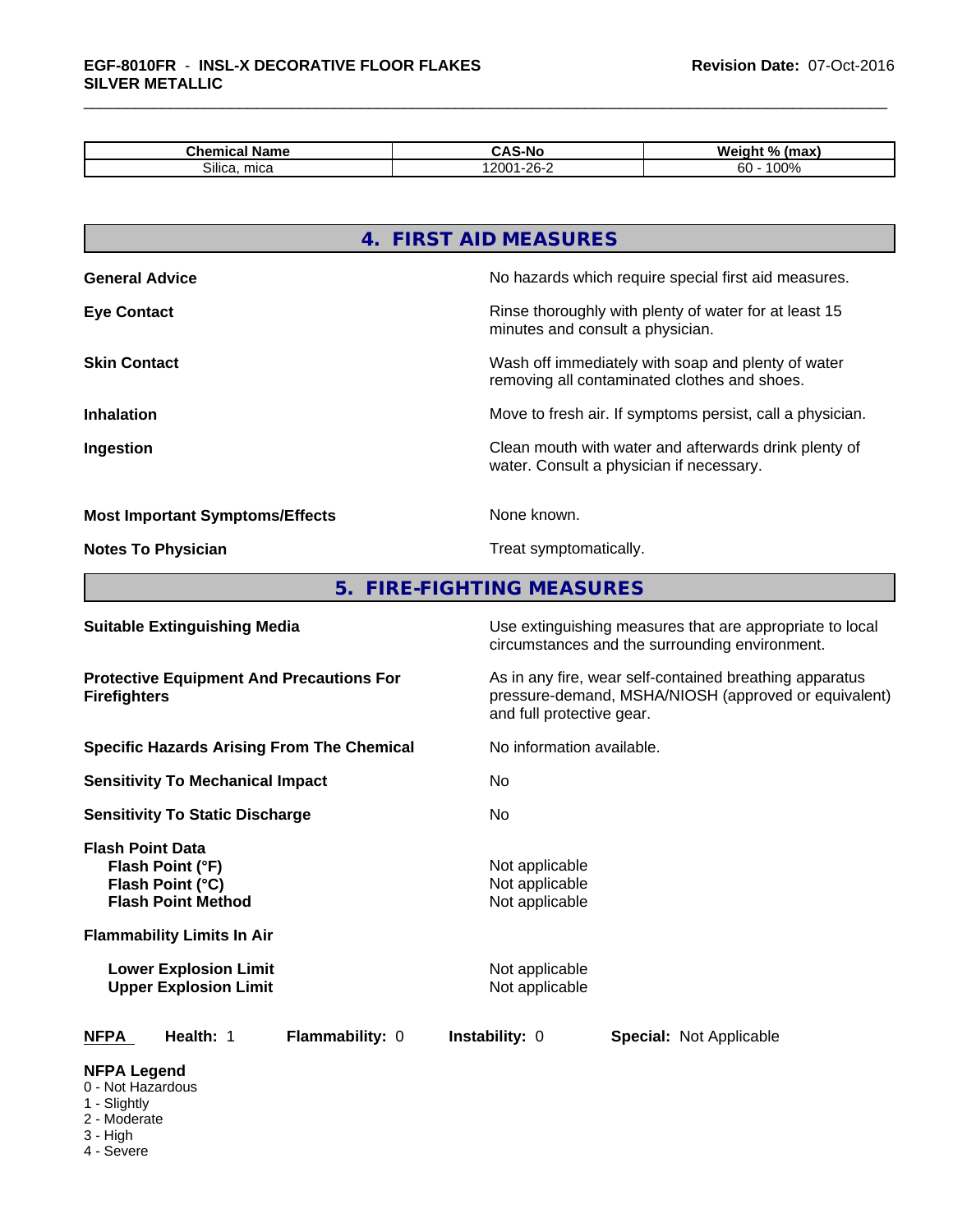| Chemical Name | CAS-No | Weight % (max) |
|---|---|---|
| Silica, mica | 12001-26-2 | 60 - 100% |

## 4. FIRST AID MEASURES

**General Advice** — No hazards which require special first aid measures.

**Eye Contact** — Rinse thoroughly with plenty of water for at least 15 minutes and consult a physician.

**Skin Contact** — Wash off immediately with soap and plenty of water removing all contaminated clothes and shoes.

**Inhalation** — Move to fresh air. If symptoms persist, call a physician.

**Ingestion** — Clean mouth with water and afterwards drink plenty of water. Consult a physician if necessary.

**Most Important Symptoms/Effects** — None known.

**Notes To Physician** — Treat symptomatically.

## 5. FIRE-FIGHTING MEASURES

**Suitable Extinguishing Media** — Use extinguishing measures that are appropriate to local circumstances and the surrounding environment.

**Protective Equipment And Precautions For Firefighters** — As in any fire, wear self-contained breathing apparatus pressure-demand, MSHA/NIOSH (approved or equivalent) and full protective gear.

**Specific Hazards Arising From The Chemical** — No information available.

**Sensitivity To Mechanical Impact** — No

**Sensitivity To Static Discharge** — No

**Flash Point Data**
- **Flash Point (°F)** — Not applicable
- **Flash Point (°C)** — Not applicable
- **Flash Point Method** — Not applicable

**Flammability Limits In Air**
- **Lower Explosion Limit** — Not applicable
- **Upper Explosion Limit** — Not applicable

**NFPA** — **Health:** 1 — **Flammability:** 0 — **Instability:** 0 — **Special:** Not Applicable

**NFPA Legend**
- 0 - Not Hazardous
- 1 - Slightly
- 2 - Moderate
- 3 - High
- 4 - Severe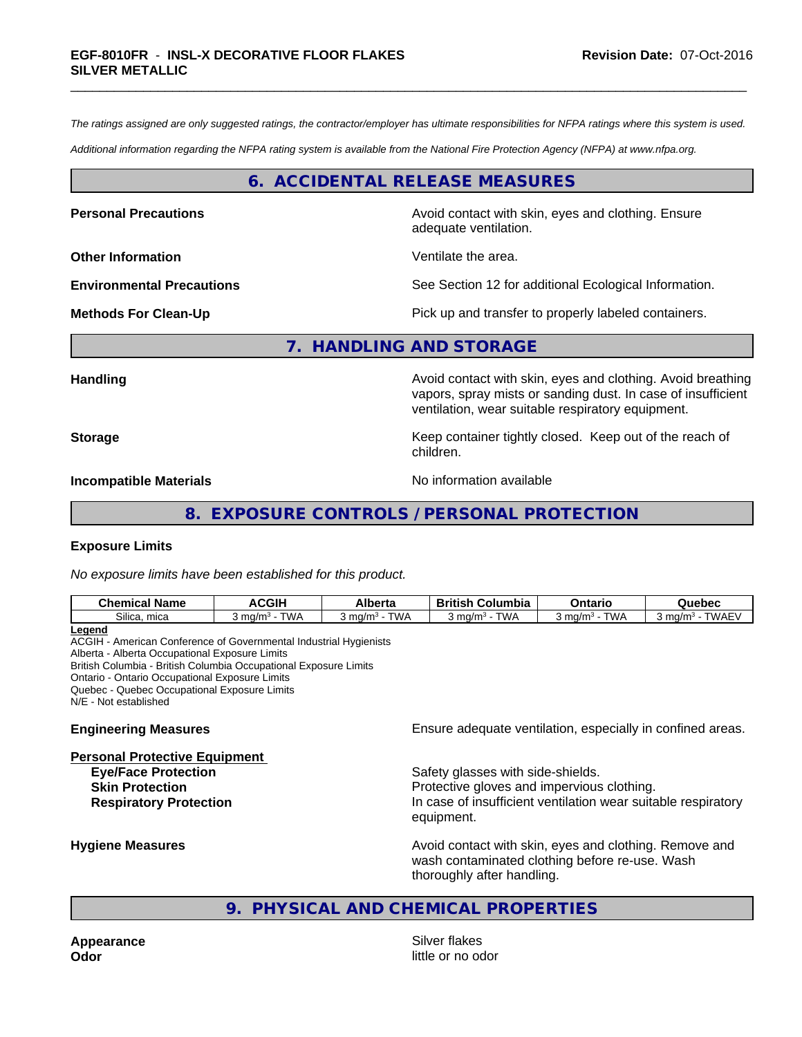*The ratings assigned are only suggested ratings, the contractor/employer has ultimate responsibilities for NFPA ratings where this system is used.*

*Additional information regarding the NFPA rating system is available from the National Fire Protection Agency (NFPA) at www.nfpa.org.*

## 6. ACCIDENTAL RELEASE MEASURES

**Personal Precautions** — Avoid contact with skin, eyes and clothing. Ensure adequate ventilation.

**Other Information** — Ventilate the area.

**Environmental Precautions** — See Section 12 for additional Ecological Information.

**Methods For Clean-Up** — Pick up and transfer to properly labeled containers.

## 7. HANDLING AND STORAGE

**Handling** — Avoid contact with skin, eyes and clothing. Avoid breathing vapors, spray mists or sanding dust. In case of insufficient ventilation, wear suitable respiratory equipment.

**Storage** — Keep container tightly closed. Keep out of the reach of children.

**Incompatible Materials** — No information available

## 8. EXPOSURE CONTROLS / PERSONAL PROTECTION

**Exposure Limits**

*No exposure limits have been established for this product.*

| Chemical Name | ACGIH | Alberta | British Columbia | Ontario | Quebec |
|---|---|---|---|---|---|
| Silica, mica | 3 mg/m$^3$ - TWA | 3 mg/m$^3$ - TWA | 3 mg/m$^3$ - TWA | 3 mg/m$^3$ - TWA | 3 mg/m$^3$ - TWAEV |

**Legend**
ACGIH - American Conference of Governmental Industrial Hygienists
Alberta - Alberta Occupational Exposure Limits
British Columbia - British Columbia Occupational Exposure Limits
Ontario - Ontario Occupational Exposure Limits
Quebec - Quebec Occupational Exposure Limits
N/E - Not established

**Engineering Measures** — Ensure adequate ventilation, especially in confined areas.

**Personal Protective Equipment**

- **Eye/Face Protection** — Safety glasses with side-shields.
- **Skin Protection** — Protective gloves and impervious clothing.
- **Respiratory Protection** — In case of insufficient ventilation wear suitable respiratory equipment.

**Hygiene Measures** — Avoid contact with skin, eyes and clothing. Remove and wash contaminated clothing before re-use. Wash thoroughly after handling.

## 9. PHYSICAL AND CHEMICAL PROPERTIES

**Appearance** — Silver flakes
**Odor** — little or no odor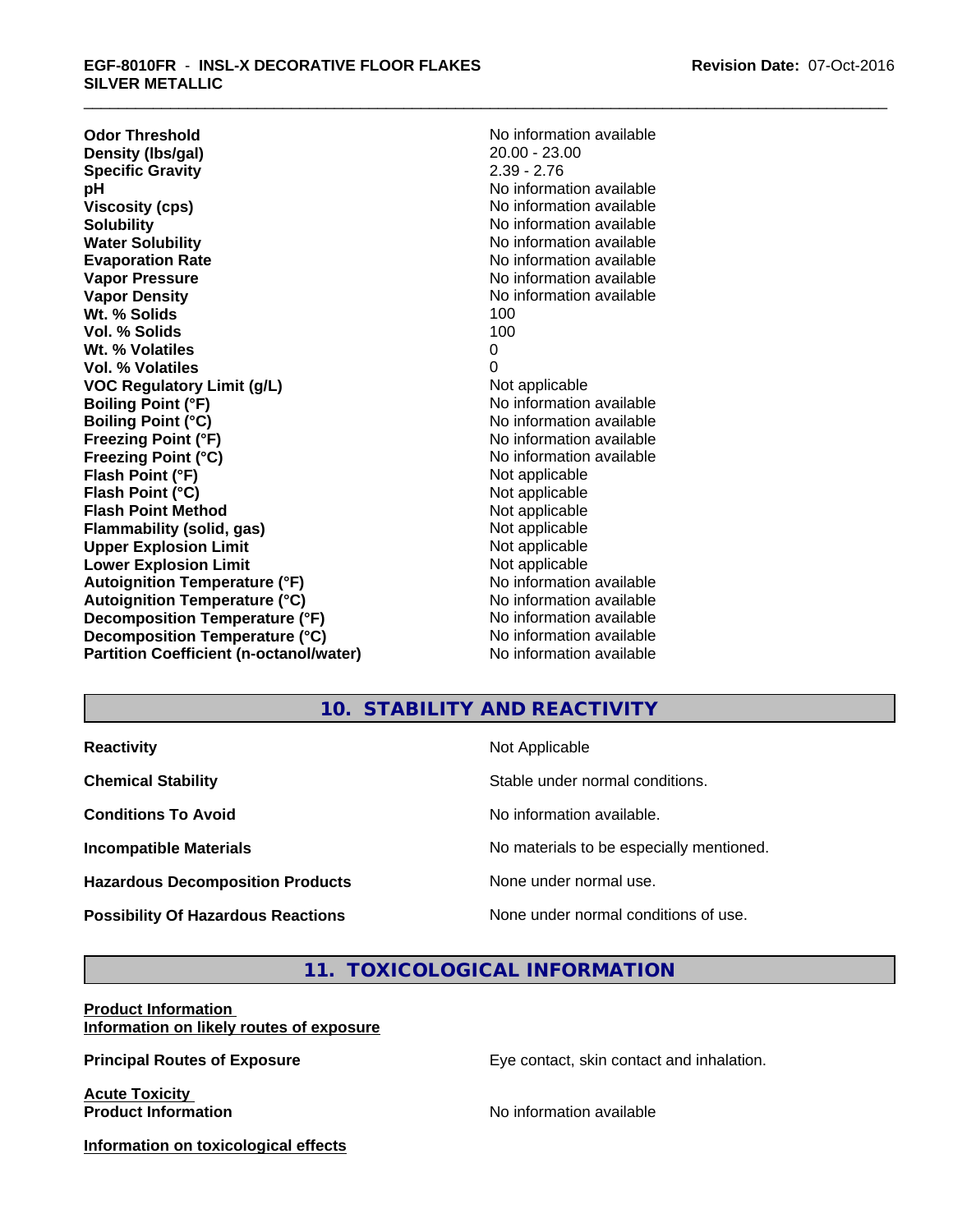| Property | Value |
|---|---|
| **Odor Threshold** | No information available |
| **Density (lbs/gal)** | 20.00 - 23.00 |
| **Specific Gravity** | 2.39 - 2.76 |
| **pH** | No information available |
| **Viscosity (cps)** | No information available |
| **Solubility** | No information available |
| **Water Solubility** | No information available |
| **Evaporation Rate** | No information available |
| **Vapor Pressure** | No information available |
| **Vapor Density** | No information available |
| **Wt. % Solids** | 100 |
| **Vol. % Solids** | 100 |
| **Wt. % Volatiles** | 0 |
| **Vol. % Volatiles** | 0 |
| **VOC Regulatory Limit (g/L)** | Not applicable |
| **Boiling Point (°F)** | No information available |
| **Boiling Point (°C)** | No information available |
| **Freezing Point (°F)** | No information available |
| **Freezing Point (°C)** | No information available |
| **Flash Point (°F)** | Not applicable |
| **Flash Point (°C)** | Not applicable |
| **Flash Point Method** | Not applicable |
| **Flammability (solid, gas)** | Not applicable |
| **Upper Explosion Limit** | Not applicable |
| **Lower Explosion Limit** | Not applicable |
| **Autoignition Temperature (°F)** | No information available |
| **Autoignition Temperature (°C)** | No information available |
| **Decomposition Temperature (°F)** | No information available |
| **Decomposition Temperature (°C)** | No information available |
| **Partition Coefficient (n-octanol/water)** | No information available |

## 10. STABILITY AND REACTIVITY

| | |
|---|---|
| **Reactivity** | Not Applicable |
| **Chemical Stability** | Stable under normal conditions. |
| **Conditions To Avoid** | No information available. |
| **Incompatible Materials** | No materials to be especially mentioned. |
| **Hazardous Decomposition Products** | None under normal use. |
| **Possibility Of Hazardous Reactions** | None under normal conditions of use. |

## 11. TOXICOLOGICAL INFORMATION

**Product Information**
**Information on likely routes of exposure**

**Principal Routes of Exposure** — Eye contact, skin contact and inhalation.

**Acute Toxicity**
**Product Information** — No information available

**Information on toxicological effects**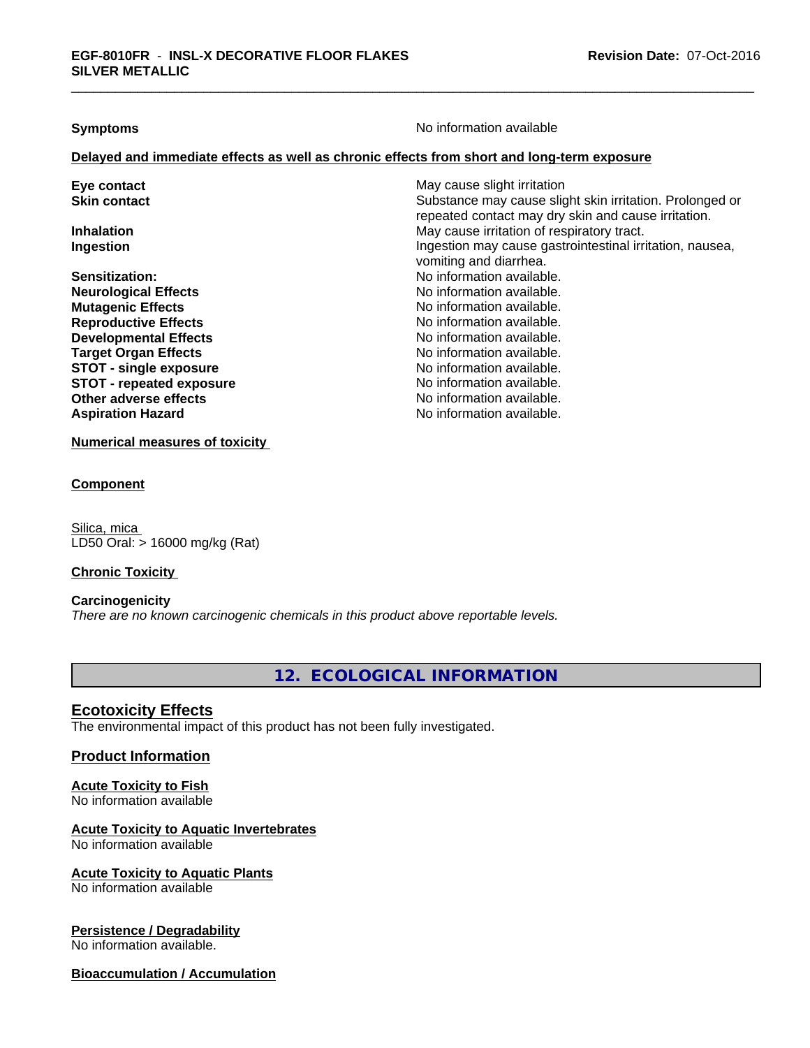**Symptoms** No information available

**Delayed and immediate effects as well as chronic effects from short and long-term exposure**

| | |
|---|---|
| **Eye contact** | May cause slight irritation |
| **Skin contact** | Substance may cause slight skin irritation. Prolonged or repeated contact may dry skin and cause irritation. |
| **Inhalation** | May cause irritation of respiratory tract. |
| **Ingestion** | Ingestion may cause gastrointestinal irritation, nausea, vomiting and diarrhea. |
| **Sensitization:** | No information available. |
| **Neurological Effects** | No information available. |
| **Mutagenic Effects** | No information available. |
| **Reproductive Effects** | No information available. |
| **Developmental Effects** | No information available. |
| **Target Organ Effects** | No information available. |
| **STOT - single exposure** | No information available. |
| **STOT - repeated exposure** | No information available. |
| **Other adverse effects** | No information available. |
| **Aspiration Hazard** | No information available. |

**Numerical measures of toxicity**

**Component**

Silica, mica
LD50 Oral: > 16000 mg/kg (Rat)

**Chronic Toxicity**

**Carcinogenicity**
*There are no known carcinogenic chemicals in this product above reportable levels.*

## 12. ECOLOGICAL INFORMATION

### Ecotoxicity Effects
The environmental impact of this product has not been fully investigated.

### Product Information

**Acute Toxicity to Fish**
No information available

**Acute Toxicity to Aquatic Invertebrates**
No information available

**Acute Toxicity to Aquatic Plants**
No information available

**Persistence / Degradability**
No information available.

**Bioaccumulation / Accumulation**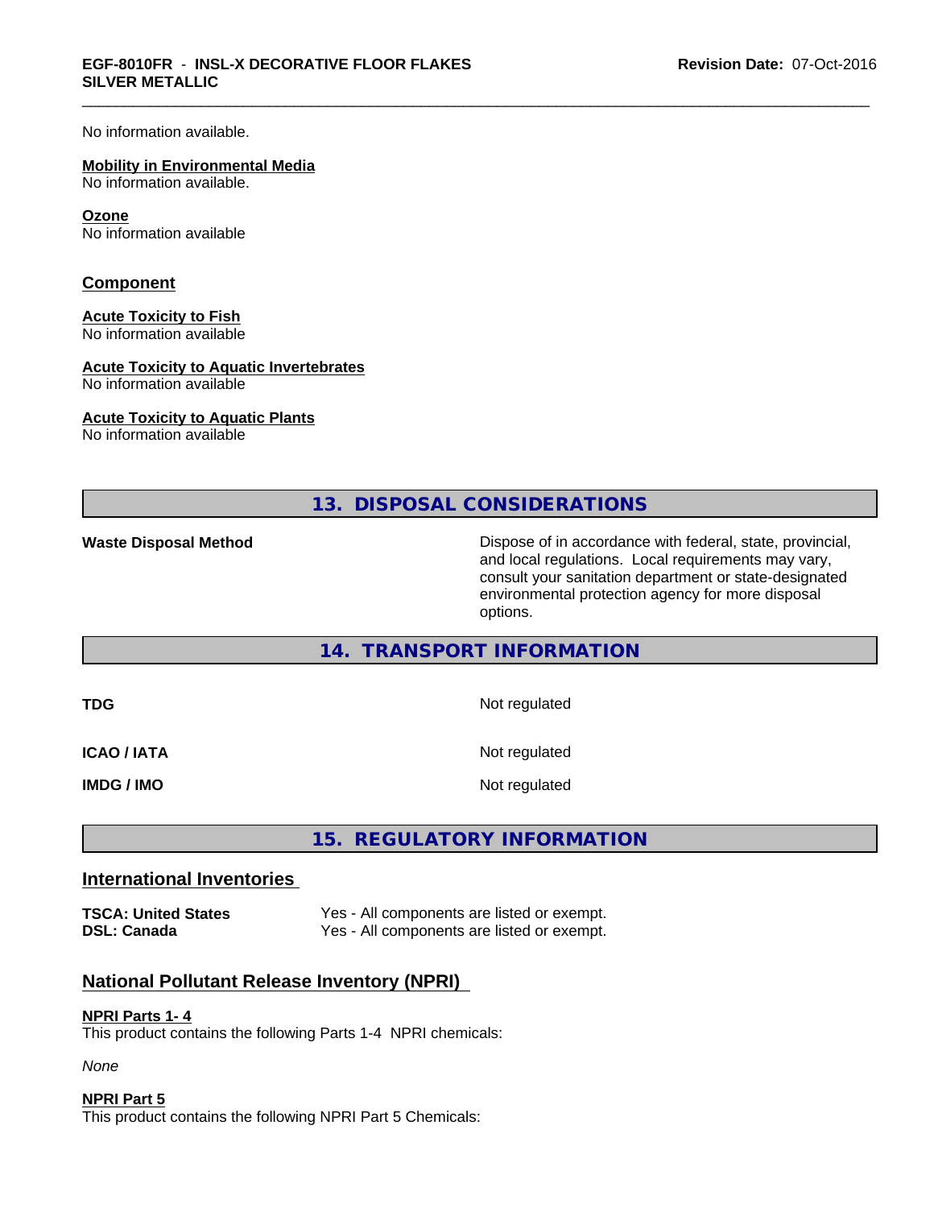No information available.

**Mobility in Environmental Media**
No information available.

**Ozone**
No information available

## Component

**Acute Toxicity to Fish**
No information available

**Acute Toxicity to Aquatic Invertebrates**
No information available

**Acute Toxicity to Aquatic Plants**
No information available

## 13. DISPOSAL CONSIDERATIONS

| | |
|---|---|
| **Waste Disposal Method** | Dispose of in accordance with federal, state, provincial, and local regulations. Local requirements may vary, consult your sanitation department or state-designated environmental protection agency for more disposal options. |

## 14. TRANSPORT INFORMATION

| | |
|---|---|
| **TDG** | Not regulated |
| **ICAO / IATA** | Not regulated |
| **IMDG / IMO** | Not regulated |

## 15. REGULATORY INFORMATION

### International Inventories

| | |
|---|---|
| **TSCA: United States** | Yes - All components are listed or exempt. |
| **DSL: Canada** | Yes - All components are listed or exempt. |

### National Pollutant Release Inventory (NPRI)

**NPRI Parts 1- 4**
This product contains the following Parts 1-4 NPRI chemicals:

*None*

**NPRI Part 5**
This product contains the following NPRI Part 5 Chemicals: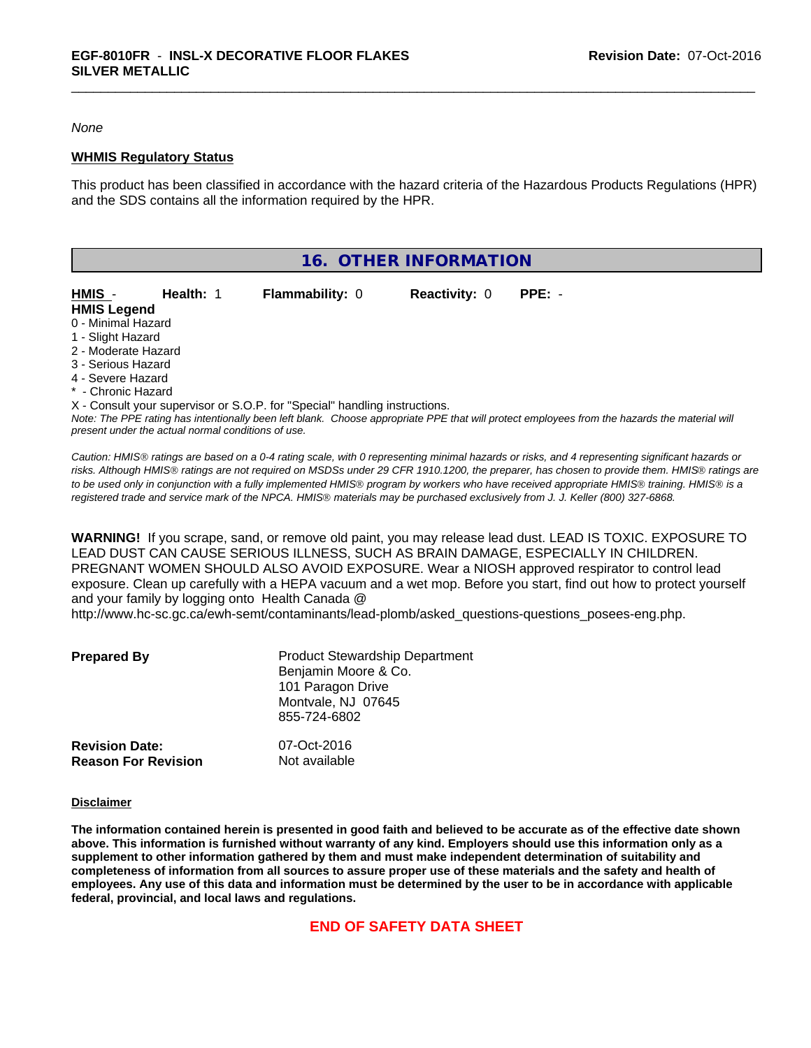*None*

**WHMIS Regulatory Status**

This product has been classified in accordance with the hazard criteria of the Hazardous Products Regulations (HPR) and the SDS contains all the information required by the HPR.

## 16. OTHER INFORMATION

| **HMIS** - | **Health:** 1 | **Flammability:** 0 | **Reactivity:** 0 | **PPE:** - |
|---|---|---|---|---|

**HMIS Legend**

0 - Minimal Hazard
1 - Slight Hazard
2 - Moderate Hazard
3 - Serious Hazard
4 - Severe Hazard
* - Chronic Hazard
X - Consult your supervisor or S.O.P. for "Special" handling instructions.

*Note: The PPE rating has intentionally been left blank. Choose appropriate PPE that will protect employees from the hazards the material will present under the actual normal conditions of use.*

*Caution: HMIS® ratings are based on a 0-4 rating scale, with 0 representing minimal hazards or risks, and 4 representing significant hazards or risks. Although HMIS® ratings are not required on MSDSs under 29 CFR 1910.1200, the preparer, has chosen to provide them. HMIS® ratings are to be used only in conjunction with a fully implemented HMIS® program by workers who have received appropriate HMIS® training. HMIS® is a registered trade and service mark of the NPCA. HMIS® materials may be purchased exclusively from J. J. Keller (800) 327-6868.*

**WARNING!** If you scrape, sand, or remove old paint, you may release lead dust. LEAD IS TOXIC. EXPOSURE TO LEAD DUST CAN CAUSE SERIOUS ILLNESS, SUCH AS BRAIN DAMAGE, ESPECIALLY IN CHILDREN. PREGNANT WOMEN SHOULD ALSO AVOID EXPOSURE. Wear a NIOSH approved respirator to control lead exposure. Clean up carefully with a HEPA vacuum and a wet mop. Before you start, find out how to protect yourself and your family by logging onto Health Canada @ http://www.hc-sc.gc.ca/ewh-semt/contaminants/lead-plomb/asked_questions-questions_posees-eng.php.

| | |
|---|---|
| **Prepared By** | Product Stewardship Department<br>Benjamin Moore & Co.<br>101 Paragon Drive<br>Montvale, NJ 07645<br>855-724-6802 |
| **Revision Date:** | 07-Oct-2016 |
| **Reason For Revision** | Not available |

**Disclaimer**

**The information contained herein is presented in good faith and believed to be accurate as of the effective date shown above. This information is furnished without warranty of any kind. Employers should use this information only as a supplement to other information gathered by them and must make independent determination of suitability and completeness of information from all sources to assure proper use of these materials and the safety and health of employees. Any use of this data and information must be determined by the user to be in accordance with applicable federal, provincial, and local laws and regulations.**

**END OF SAFETY DATA SHEET**